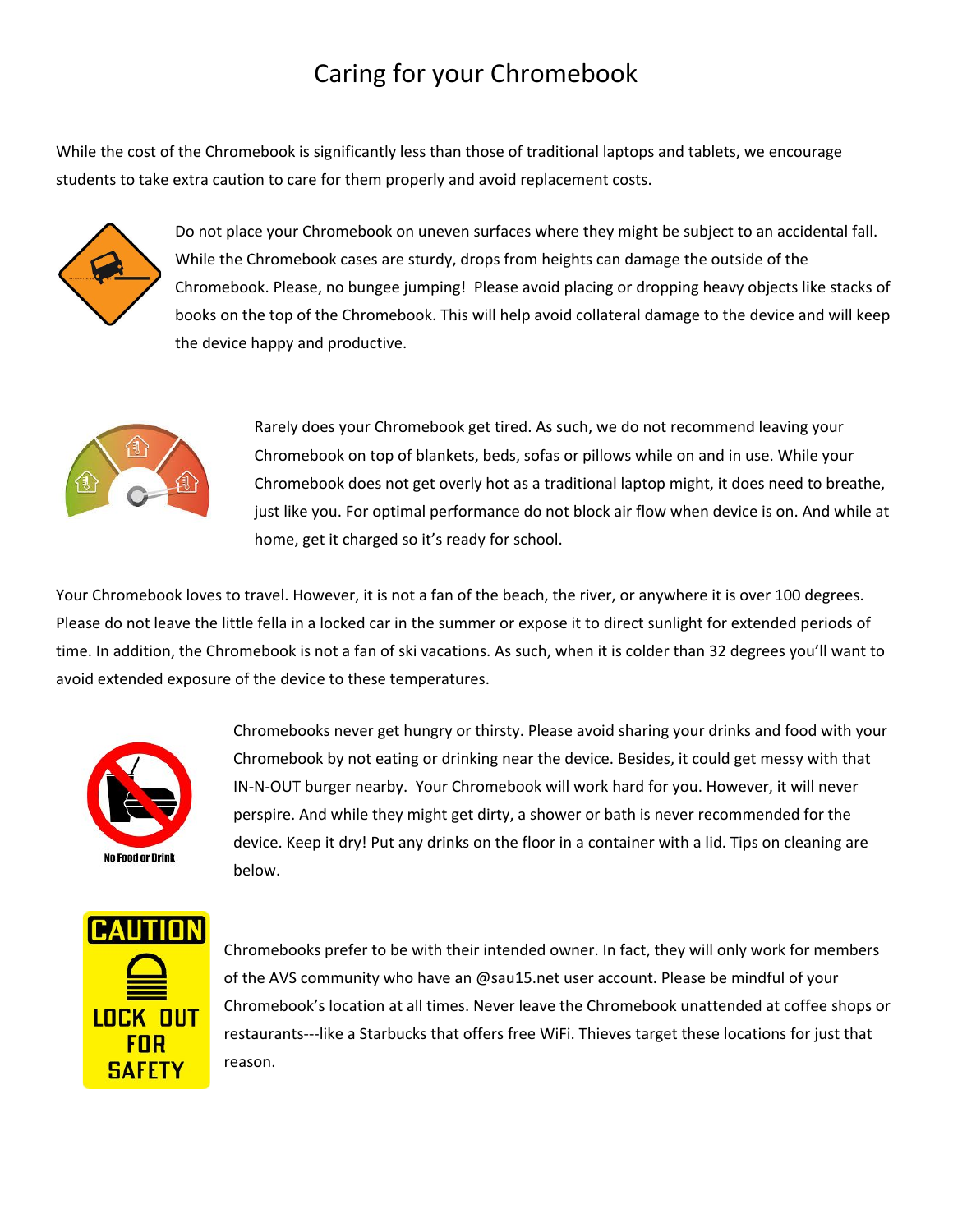# Caring for your Chromebook

While the cost of the Chromebook is significantly less than those of traditional laptops and tablets, we encourage students to take extra caution to care for them properly and avoid replacement costs.

Do not place your Chromebook on uneven surfaces where they might be subject to an accidental fall. While the Chromebook cases are sturdy, drops from heights can damage the outside of the Chromebook. Please, no bungee jumping! Please avoid placing or dropping heavy objects like stacks of books on the top of the Chromebook. This will help avoid collateral damage to the device and will keep the device happy and productive.

Rarely does your Chromebook get tired. As such, we do not recommend leaving your Chromebook on top of blankets, beds, sofas or pillows while on and in use. While your Chromebook does not get overly hot as a traditional laptop might, it does need to breathe, just like you. For optimal performance do not block air flow when device is on. And while at home, get it charged so it's ready for school.

Your Chromebook loves to travel. However, it is not a fan of the beach, the river, or anywhere it is over 100 degrees. Please do not leave the little fella in a locked car in the summer or expose it to direct sunlight for extended periods of time. In addition, the Chromebook is not a fan of ski vacations. As such, when it is colder than 32 degrees you'll want to avoid extended exposure of the device to these temperatures.

No Food or Drink

Chromebooks never get hungry or thirsty. Please avoid sharing your drinks and food with your Chromebook by not eating or drinking near the device. Besides, it could get messy with that IN-N-OUT burger nearby. Your Chromebook will work hard for you. However, it will never perspire. And while they might get dirty, a shower or bath is never recommended for the device. Keep it dry! Put any drinks on the floor in a container with a lid. Tips on cleaning are below.

CAUTION LOCK OUT FOR SAFETY

Chromebooks prefer to be with their intended owner. In fact, they will only work for members of the AVS community who have an @sau15.net user account. Please be mindful of your Chromebook's location at all times. Never leave the Chromebook unattended at coffee shops or restaurants---like a Starbucks that offers free WiFi. Thieves target these locations for just that reason.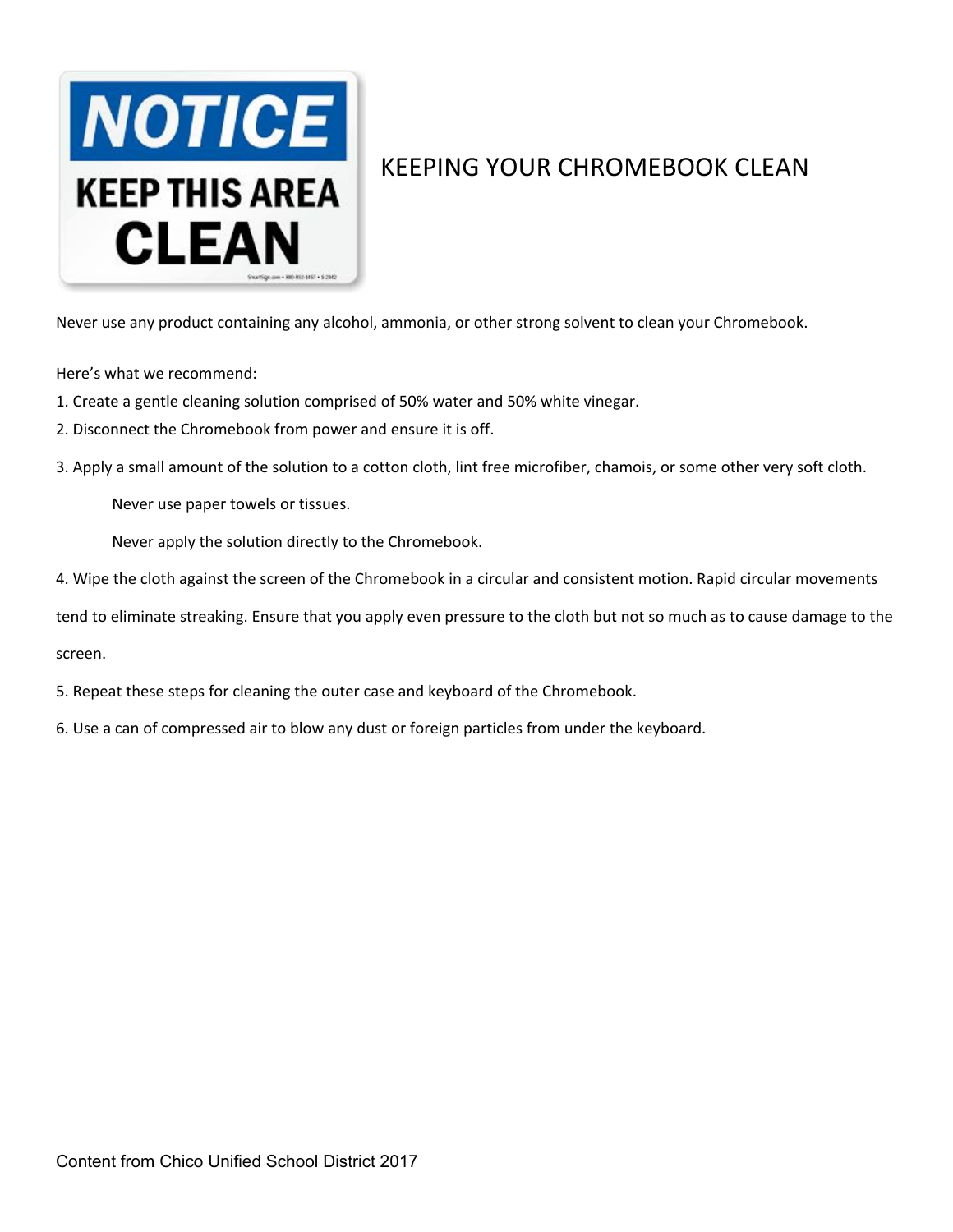NOTICE

KEEP THIS AREA CLEAN

# KEEPING YOUR CHROMEBOOK CLEAN

Never use any product containing any alcohol, ammonia, or other strong solvent to clean your Chromebook.

Here's what we recommend:

1. Create a gentle cleaning solution comprised of 50% water and 50% white vinegar.
2. Disconnect the Chromebook from power and ensure it is off.
3. Apply a small amount of the solution to a cotton cloth, lint free microfiber, chamois, or some other very soft cloth.

   Never use paper towels or tissues.

   Never apply the solution directly to the Chromebook.

4. Wipe the cloth against the screen of the Chromebook in a circular and consistent motion. Rapid circular movements tend to eliminate streaking. Ensure that you apply even pressure to the cloth but not so much as to cause damage to the screen.
5. Repeat these steps for cleaning the outer case and keyboard of the Chromebook.
6. Use a can of compressed air to blow any dust or foreign particles from under the keyboard.

Content from Chico Unified School District 2017